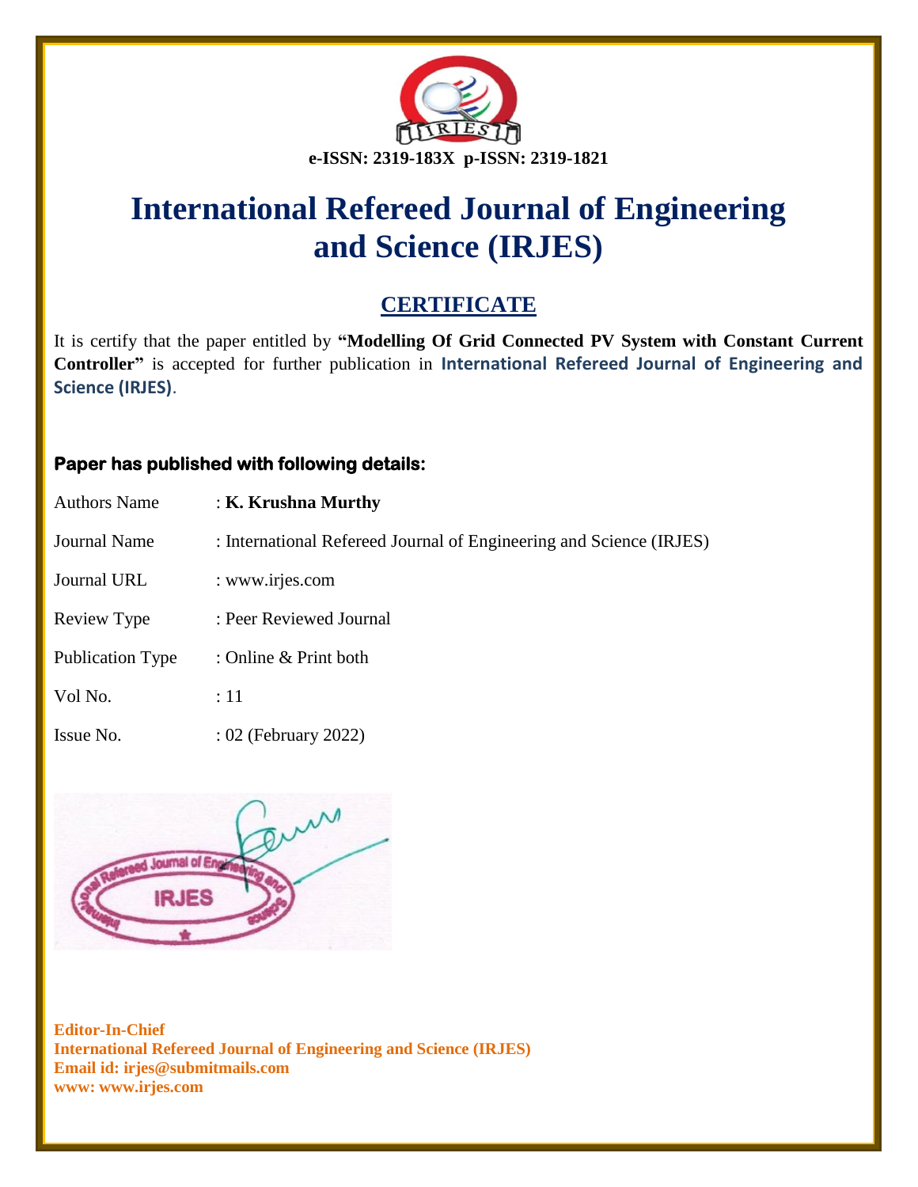e-ISSN: 2319-183X p-ISSN: 2319-1821

# International Refereed Journal of Engineering and Science (IRJES)

## CERTIFICATE

It is certify that the paper entitled by **"Modelling Of Grid Connected PV System with Constant Current Controller"** is accepted for further publication in **International Refereed Journal of Engineering and Science (IRJES)**.

**Paper has published with following details:**

| | |
|---|---|
| Authors Name | : **K. Krushna Murthy** |
| Journal Name | : International Refereed Journal of Engineering and Science (IRJES) |
| Journal URL | : www.irjes.com |
| Review Type | : Peer Reviewed Journal |
| Publication Type | : Online & Print both |
| Vol No. | : 11 |
| Issue No. | : 02 (February 2022) |

**Editor-In-Chief**
**International Refereed Journal of Engineering and Science (IRJES)**
**Email id: irjes@submitmails.com**
**www: www.irjes.com**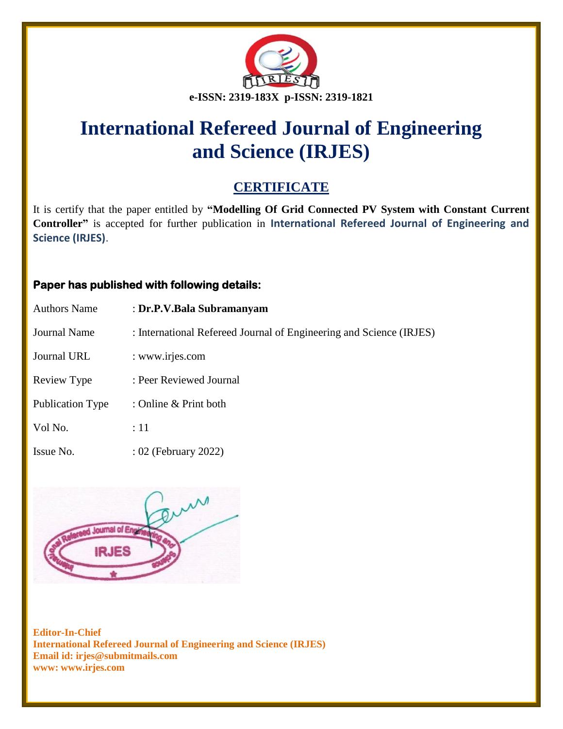e-ISSN: 2319-183X p-ISSN: 2319-1821

# International Refereed Journal of Engineering and Science (IRJES)

## CERTIFICATE

It is certify that the paper entitled by **"Modelling Of Grid Connected PV System with Constant Current Controller"** is accepted for further publication in **International Refereed Journal of Engineering and Science (IRJES)**.

**Paper has published with following details:**

| | |
|---|---|
| Authors Name | : **Dr.P.V.Bala Subramanyam** |
| Journal Name | : International Refereed Journal of Engineering and Science (IRJES) |
| Journal URL | : www.irjes.com |
| Review Type | : Peer Reviewed Journal |
| Publication Type | : Online & Print both |
| Vol No. | : 11 |
| Issue No. | : 02 (February 2022) |

**Editor-In-Chief**
**International Refereed Journal of Engineering and Science (IRJES)**
**Email id: irjes@submitmails.com**
**www: www.irjes.com**